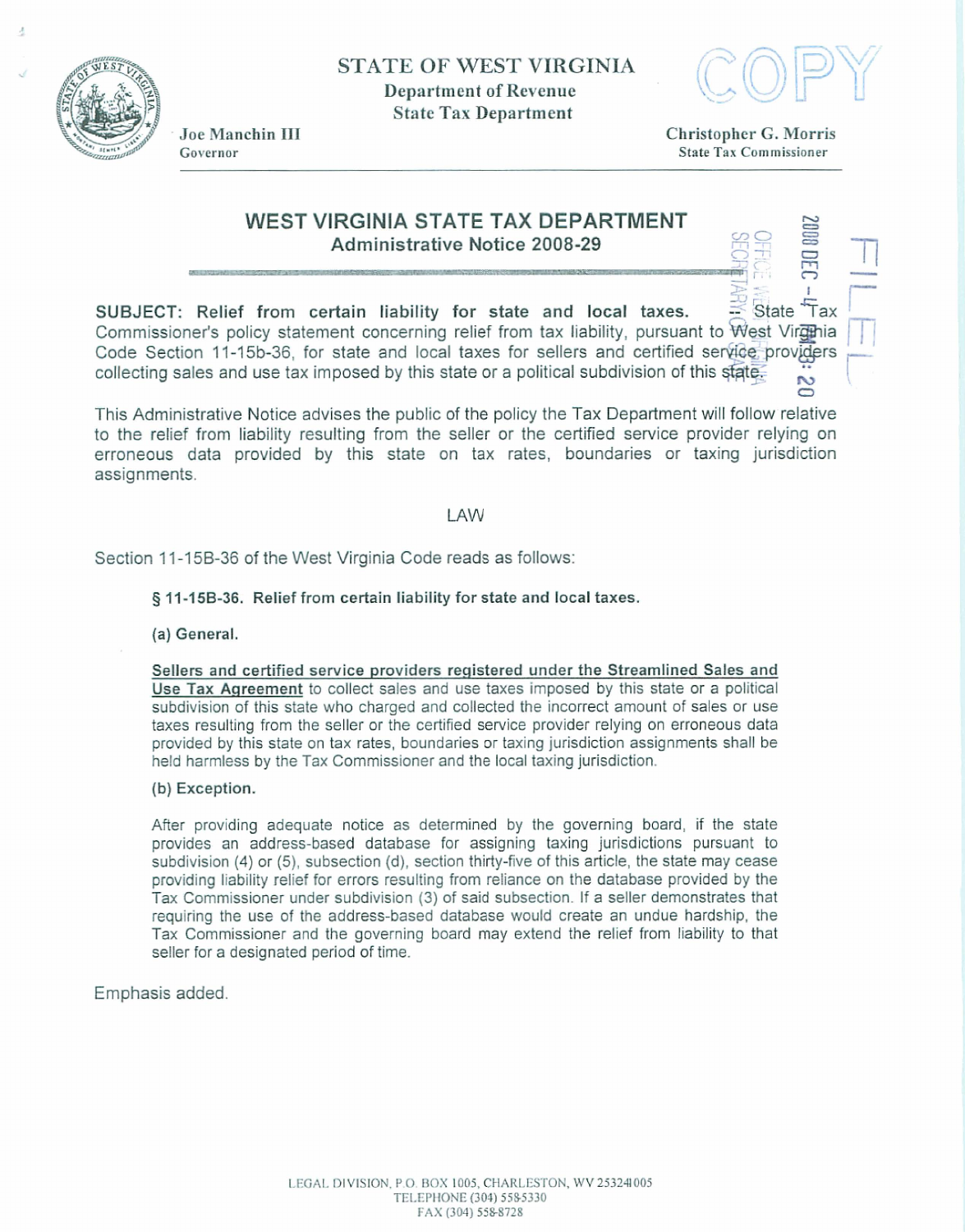STATE OF WEST VIRGINIA
Department of Revenue
State Tax Department

Joe Manchin III
Governor

Christopher G. Morris
State Tax Commissioner

# WEST VIRGINIA STATE TAX DEPARTMENT
## Administrative Notice 2008-29

**SUBJECT: Relief from certain liability for state and local taxes.** State Tax Commissioner's policy statement concerning relief from tax liability, pursuant to West Virginia Code Section 11-15b-36, for state and local taxes for sellers and certified service providers collecting sales and use tax imposed by this state or a political subdivision of this state.

This Administrative Notice advises the public of the policy the Tax Department will follow relative to the relief from liability resulting from the seller or the certified service provider relying on erroneous data provided by this state on tax rates, boundaries or taxing jurisdiction assignments.

### LAW

Section 11-15B-36 of the West Virginia Code reads as follows:

> **§ 11-15B-36. Relief from certain liability for state and local taxes.**
>
> **(a) General.**
>
> **Sellers and certified service providers registered under the Streamlined Sales and Use Tax Agreement** to collect sales and use taxes imposed by this state or a political subdivision of this state who charged and collected the incorrect amount of sales or use taxes resulting from the seller or the certified service provider relying on erroneous data provided by this state on tax rates, boundaries or taxing jurisdiction assignments shall be held harmless by the Tax Commissioner and the local taxing jurisdiction.
>
> **(b) Exception.**
>
> After providing adequate notice as determined by the governing board, if the state provides an address-based database for assigning taxing jurisdictions pursuant to subdivision (4) or (5), subsection (d), section thirty-five of this article, the state may cease providing liability relief for errors resulting from reliance on the database provided by the Tax Commissioner under subdivision (3) of said subsection. If a seller demonstrates that requiring the use of the address-based database would create an undue hardship, the Tax Commissioner and the governing board may extend the relief from liability to that seller for a designated period of time.

Emphasis added.

LEGAL DIVISION, P.O. BOX 1005, CHARLESTON, WV 253241005
TELEPHONE (304) 558-5330
FAX (304) 558-8728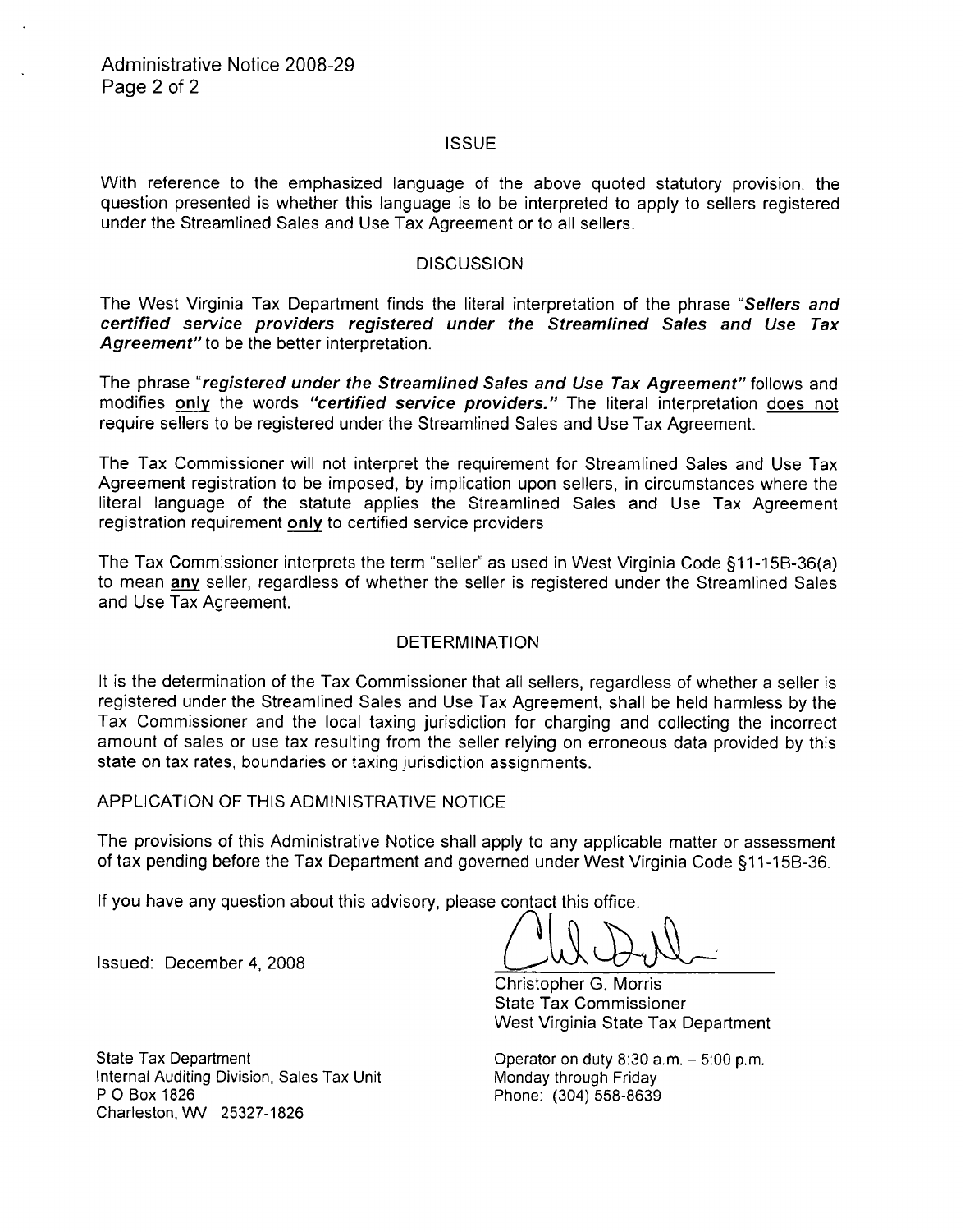## ISSUE

With reference to the emphasized language of the above quoted statutory provision, the question presented is whether this language is to be interpreted to apply to sellers registered under the Streamlined Sales and Use Tax Agreement or to all sellers.

## DISCUSSION

The West Virginia Tax Department finds the literal interpretation of the phrase "***Sellers and certified service providers registered under the Streamlined Sales and Use Tax Agreement***" to be the better interpretation.

The phrase "***registered under the Streamlined Sales and Use Tax Agreement***" follows and modifies **only** the words "***certified service providers.***" The literal interpretation does not require sellers to be registered under the Streamlined Sales and Use Tax Agreement.

The Tax Commissioner will not interpret the requirement for Streamlined Sales and Use Tax Agreement registration to be imposed, by implication upon sellers, in circumstances where the literal language of the statute applies the Streamlined Sales and Use Tax Agreement registration requirement **only** to certified service providers

The Tax Commissioner interprets the term "seller" as used in West Virginia Code §11-15B-36(a) to mean **any** seller, regardless of whether the seller is registered under the Streamlined Sales and Use Tax Agreement.

## DETERMINATION

It is the determination of the Tax Commissioner that all sellers, regardless of whether a seller is registered under the Streamlined Sales and Use Tax Agreement, shall be held harmless by the Tax Commissioner and the local taxing jurisdiction for charging and collecting the incorrect amount of sales or use tax resulting from the seller relying on erroneous data provided by this state on tax rates, boundaries or taxing jurisdiction assignments.

## APPLICATION OF THIS ADMINISTRATIVE NOTICE

The provisions of this Administrative Notice shall apply to any applicable matter or assessment of tax pending before the Tax Department and governed under West Virginia Code §11-15B-36.

If you have any question about this advisory, please contact this office.

Issued: December 4, 2008

Christopher G. Morris
State Tax Commissioner
West Virginia State Tax Department

State Tax Department
Internal Auditing Division, Sales Tax Unit
P O Box 1826
Charleston, WV 25327-1826

Operator on duty 8:30 a.m. – 5:00 p.m.
Monday through Friday
Phone: (304) 558-8639